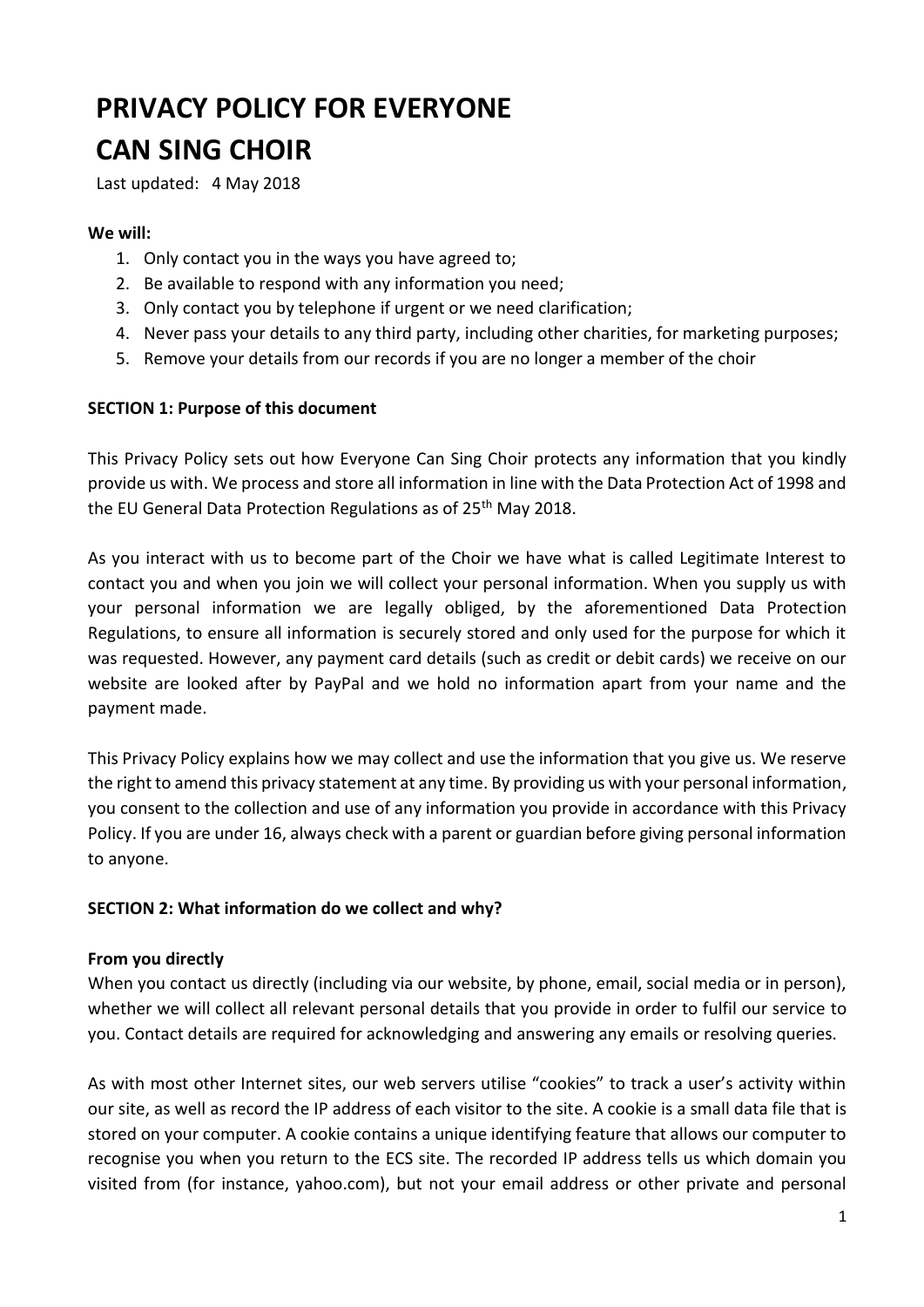# PRIVACY POLICY FOR EVERYONE CAN SING CHOIR

Last updated: 4 May 2018

**We will:**

1. Only contact you in the ways you have agreed to;
2. Be available to respond with any information you need;
3. Only contact you by telephone if urgent or we need clarification;
4. Never pass your details to any third party, including other charities, for marketing purposes;
5. Remove your details from our records if you are no longer a member of the choir

**SECTION 1: Purpose of this document**

This Privacy Policy sets out how Everyone Can Sing Choir protects any information that you kindly provide us with. We process and store all information in line with the Data Protection Act of 1998 and the EU General Data Protection Regulations as of 25th May 2018.

As you interact with us to become part of the Choir we have what is called Legitimate Interest to contact you and when you join we will collect your personal information. When you supply us with your personal information we are legally obliged, by the aforementioned Data Protection Regulations, to ensure all information is securely stored and only used for the purpose for which it was requested. However, any payment card details (such as credit or debit cards) we receive on our website are looked after by PayPal and we hold no information apart from your name and the payment made.

This Privacy Policy explains how we may collect and use the information that you give us. We reserve the right to amend this privacy statement at any time. By providing us with your personal information, you consent to the collection and use of any information you provide in accordance with this Privacy Policy. If you are under 16, always check with a parent or guardian before giving personal information to anyone.

**SECTION 2: What information do we collect and why?**

**From you directly**

When you contact us directly (including via our website, by phone, email, social media or in person), whether we will collect all relevant personal details that you provide in order to fulfil our service to you. Contact details are required for acknowledging and answering any emails or resolving queries.

As with most other Internet sites, our web servers utilise "cookies" to track a user's activity within our site, as well as record the IP address of each visitor to the site. A cookie is a small data file that is stored on your computer. A cookie contains a unique identifying feature that allows our computer to recognise you when you return to the ECS site. The recorded IP address tells us which domain you visited from (for instance, yahoo.com), but not your email address or other private and personal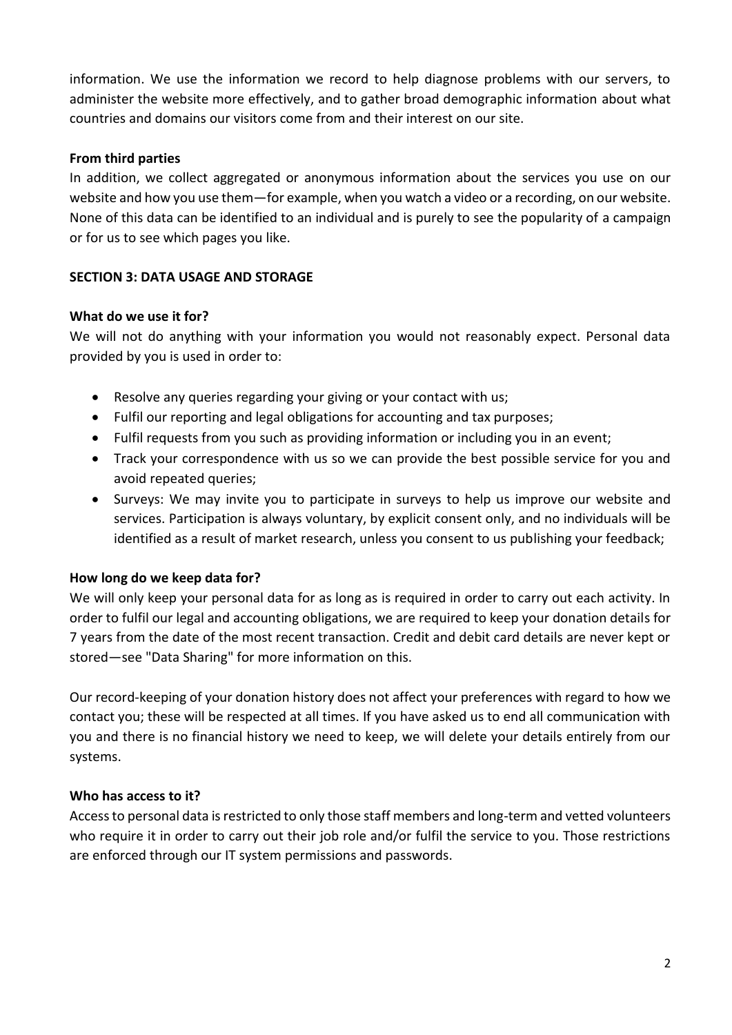information. We use the information we record to help diagnose problems with our servers, to administer the website more effectively, and to gather broad demographic information about what countries and domains our visitors come from and their interest on our site.

**From third parties**

In addition, we collect aggregated or anonymous information about the services you use on our website and how you use them—for example, when you watch a video or a recording, on our website. None of this data can be identified to an individual and is purely to see the popularity of a campaign or for us to see which pages you like.

## SECTION 3: DATA USAGE AND STORAGE

**What do we use it for?**

We will not do anything with your information you would not reasonably expect. Personal data provided by you is used in order to:

- Resolve any queries regarding your giving or your contact with us;
- Fulfil our reporting and legal obligations for accounting and tax purposes;
- Fulfil requests from you such as providing information or including you in an event;
- Track your correspondence with us so we can provide the best possible service for you and avoid repeated queries;
- Surveys: We may invite you to participate in surveys to help us improve our website and services. Participation is always voluntary, by explicit consent only, and no individuals will be identified as a result of market research, unless you consent to us publishing your feedback;

**How long do we keep data for?**

We will only keep your personal data for as long as is required in order to carry out each activity. In order to fulfil our legal and accounting obligations, we are required to keep your donation details for 7 years from the date of the most recent transaction. Credit and debit card details are never kept or stored—see "Data Sharing" for more information on this.

Our record-keeping of your donation history does not affect your preferences with regard to how we contact you; these will be respected at all times. If you have asked us to end all communication with you and there is no financial history we need to keep, we will delete your details entirely from our systems.

**Who has access to it?**

Access to personal data is restricted to only those staff members and long-term and vetted volunteers who require it in order to carry out their job role and/or fulfil the service to you. Those restrictions are enforced through our IT system permissions and passwords.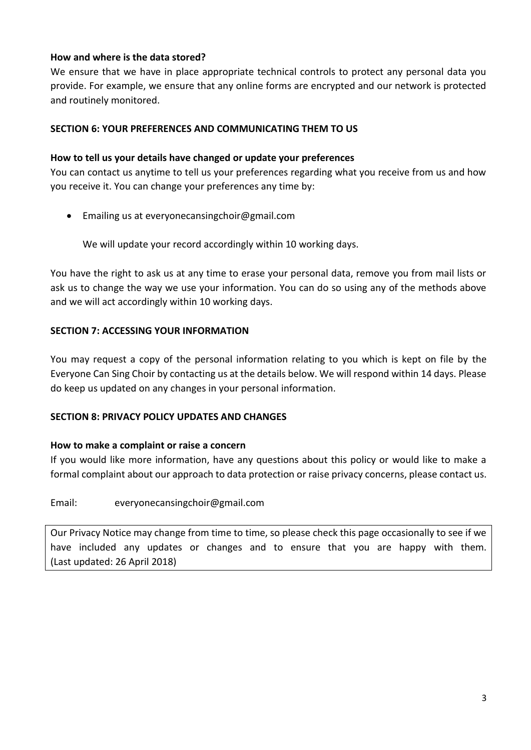**How and where is the data stored?**

We ensure that we have in place appropriate technical controls to protect any personal data you provide. For example, we ensure that any online forms are encrypted and our network is protected and routinely monitored.

## SECTION 6: YOUR PREFERENCES AND COMMUNICATING THEM TO US

**How to tell us your details have changed or update your preferences**

You can contact us anytime to tell us your preferences regarding what you receive from us and how you receive it. You can change your preferences any time by:

- Emailing us at everyonecansingchoir@gmail.com

  We will update your record accordingly within 10 working days.

You have the right to ask us at any time to erase your personal data, remove you from mail lists or ask us to change the way we use your information. You can do so using any of the methods above and we will act accordingly within 10 working days.

## SECTION 7: ACCESSING YOUR INFORMATION

You may request a copy of the personal information relating to you which is kept on file by the Everyone Can Sing Choir by contacting us at the details below. We will respond within 14 days. Please do keep us updated on any changes in your personal information.

## SECTION 8: PRIVACY POLICY UPDATES AND CHANGES

**How to make a complaint or raise a concern**

If you would like more information, have any questions about this policy or would like to make a formal complaint about our approach to data protection or raise privacy concerns, please contact us.

Email: everyonecansingchoir@gmail.com

Our Privacy Notice may change from time to time, so please check this page occasionally to see if we have included any updates or changes and to ensure that you are happy with them. (Last updated: 26 April 2018)